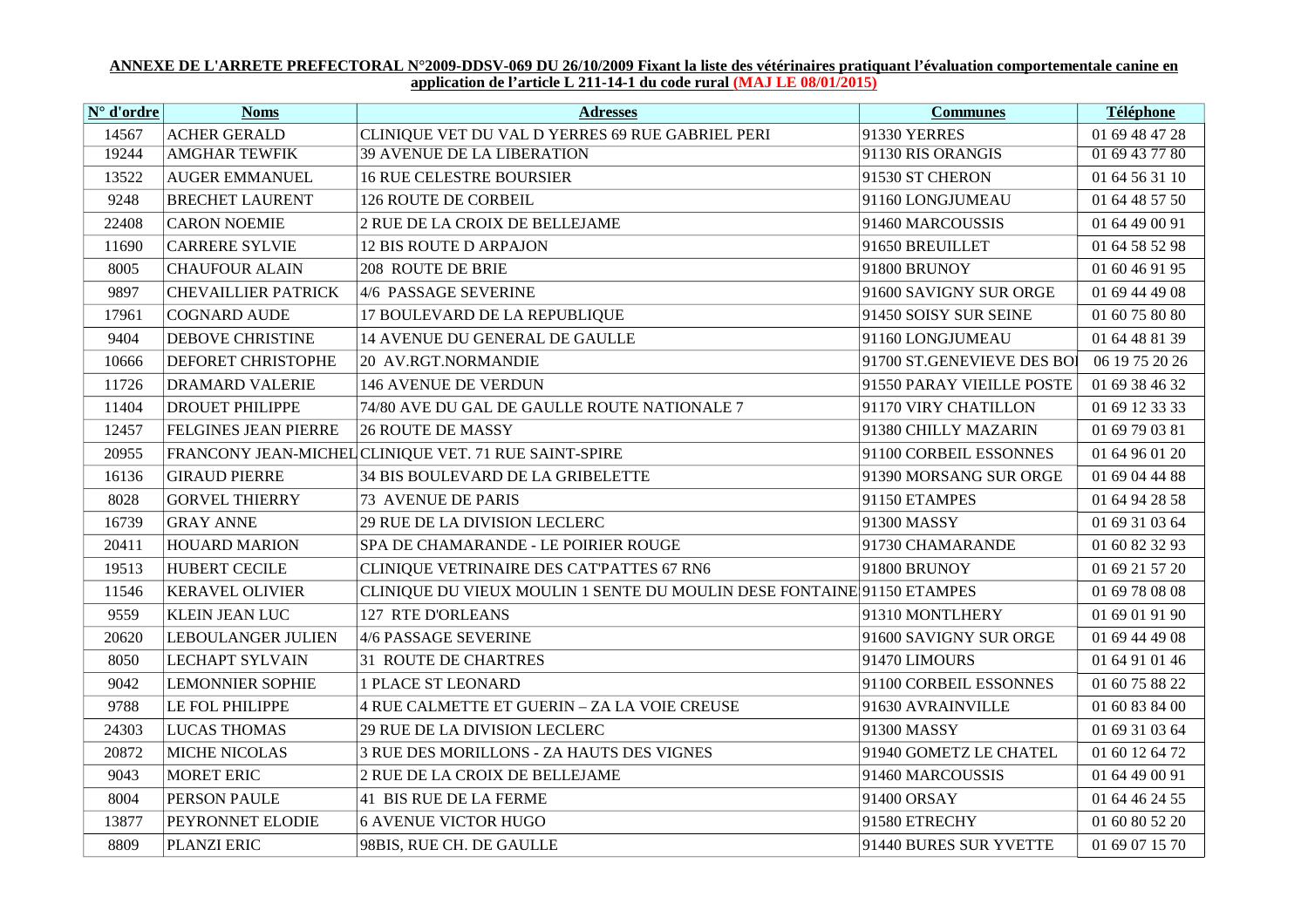**ANNEXE DE L'ARRETE PREFECTORAL N°2009-DDSV-069 DU 26/10/2009 Fixant la liste des vétérinaires pratiquant l'évaluation comportementale canine en application de l'article L 211-14-1 du code rural (MAJ LE 08/01/2015)**

| N° d'ordre | Noms | Adresses | Communes | Téléphone |
|---|---|---|---|---|
| 14567 | ACHER GERALD | CLINIQUE VET DU VAL D YERRES 69 RUE GABRIEL PERI | 91330 YERRES | 01 69 48 47 28 |
| 19244 | AMGHAR TEWFIK | 39 AVENUE DE LA LIBERATION | 91130 RIS ORANGIS | 01 69 43 77 80 |
| 13522 | AUGER EMMANUEL | 16 RUE CELESTRE BOURSIER | 91530 ST CHERON | 01 64 56 31 10 |
| 9248 | BRECHET LAURENT | 126 ROUTE DE CORBEIL | 91160 LONGJUMEAU | 01 64 48 57 50 |
| 22408 | CARON NOEMIE | 2 RUE DE LA CROIX DE BELLEJAME | 91460 MARCOUSSIS | 01 64 49 00 91 |
| 11690 | CARRERE SYLVIE | 12 BIS ROUTE D ARPAJON | 91650 BREUILLET | 01 64 58 52 98 |
| 8005 | CHAUFOUR ALAIN | 208 ROUTE DE BRIE | 91800 BRUNOY | 01 60 46 91 95 |
| 9897 | CHEVAILLIER PATRICK | 4/6 PASSAGE SEVERINE | 91600 SAVIGNY SUR ORGE | 01 69 44 49 08 |
| 17961 | COGNARD AUDE | 17 BOULEVARD DE LA REPUBLIQUE | 91450 SOISY SUR SEINE | 01 60 75 80 80 |
| 9404 | DEBOVE CHRISTINE | 14 AVENUE DU GENERAL DE GAULLE | 91160 LONGJUMEAU | 01 64 48 81 39 |
| 10666 | DEFORET CHRISTOPHE | 20 AV.RGT.NORMANDIE | 91700 ST.GENEVIEVE DES BOI | 06 19 75 20 26 |
| 11726 | DRAMARD VALERIE | 146 AVENUE DE VERDUN | 91550 PARAY VIEILLE POSTE | 01 69 38 46 32 |
| 11404 | DROUET PHILIPPE | 74/80 AVE DU GAL DE GAULLE ROUTE NATIONALE 7 | 91170 VIRY CHATILLON | 01 69 12 33 33 |
| 12457 | FELGINES JEAN PIERRE | 26 ROUTE DE MASSY | 91380 CHILLY MAZARIN | 01 69 79 03 81 |
| 20955 | FRANCONY JEAN-MICHEL | CLINIQUE VET. 71 RUE SAINT-SPIRE | 91100 CORBEIL ESSONNES | 01 64 96 01 20 |
| 16136 | GIRAUD PIERRE | 34 BIS BOULEVARD DE LA GRIBELETTE | 91390 MORSANG SUR ORGE | 01 69 04 44 88 |
| 8028 | GORVEL THIERRY | 73 AVENUE DE PARIS | 91150 ETAMPES | 01 64 94 28 58 |
| 16739 | GRAY ANNE | 29 RUE DE LA DIVISION LECLERC | 91300 MASSY | 01 69 31 03 64 |
| 20411 | HOUARD MARION | SPA DE CHAMARANDE - LE POIRIER ROUGE | 91730 CHAMARANDE | 01 60 82 32 93 |
| 19513 | HUBERT CECILE | CLINIQUE VETRINAIRE DES CAT'PATTES 67 RN6 | 91800 BRUNOY | 01 69 21 57 20 |
| 11546 | KERAVEL OLIVIER | CLINIQUE DU VIEUX MOULIN 1 SENTE DU MOULIN DESE FONTAINE | 91150 ETAMPES | 01 69 78 08 08 |
| 9559 | KLEIN JEAN LUC | 127 RTE D'ORLEANS | 91310 MONTLHERY | 01 69 01 91 90 |
| 20620 | LEBOULANGER JULIEN | 4/6 PASSAGE SEVERINE | 91600 SAVIGNY SUR ORGE | 01 69 44 49 08 |
| 8050 | LECHAPT SYLVAIN | 31 ROUTE DE CHARTRES | 91470 LIMOURS | 01 64 91 01 46 |
| 9042 | LEMONNIER SOPHIE | 1 PLACE ST LEONARD | 91100 CORBEIL ESSONNES | 01 60 75 88 22 |
| 9788 | LE FOL PHILIPPE | 4 RUE CALMETTE ET GUERIN – ZA LA VOIE CREUSE | 91630 AVRAINVILLE | 01 60 83 84 00 |
| 24303 | LUCAS THOMAS | 29 RUE DE LA DIVISION LECLERC | 91300 MASSY | 01 69 31 03 64 |
| 20872 | MICHE NICOLAS | 3 RUE DES MORILLONS - ZA HAUTS DES VIGNES | 91940 GOMETZ LE CHATEL | 01 60 12 64 72 |
| 9043 | MORET ERIC | 2 RUE DE LA CROIX DE BELLEJAME | 91460 MARCOUSSIS | 01 64 49 00 91 |
| 8004 | PERSON PAULE | 41 BIS RUE DE LA FERME | 91400 ORSAY | 01 64 46 24 55 |
| 13877 | PEYRONNET ELODIE | 6 AVENUE VICTOR HUGO | 91580 ETRECHY | 01 60 80 52 20 |
| 8809 | PLANZI ERIC | 98BIS, RUE CH. DE GAULLE | 91440 BURES SUR YVETTE | 01 69 07 15 70 |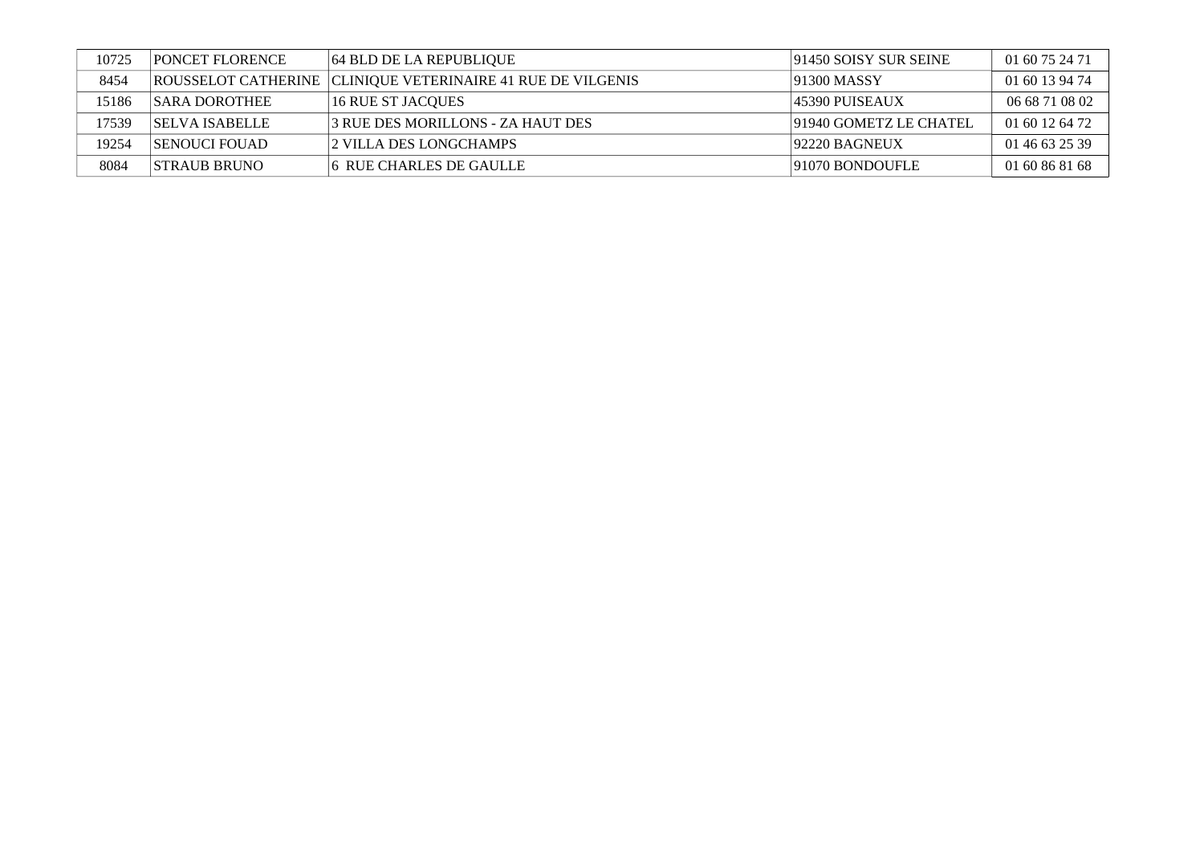| | | | | |
|---|---|---|---|---|
| 10725 | PONCET FLORENCE | 64 BLD DE LA REPUBLIQUE | 91450 SOISY SUR SEINE | 01 60 75 24 71 |
| 8454 | ROUSSELOT CATHERINE | CLINIQUE VETERINAIRE 41 RUE DE VILGENIS | 91300 MASSY | 01 60 13 94 74 |
| 15186 | SARA DOROTHEE | 16 RUE ST JACQUES | 45390 PUISEAUX | 06 68 71 08 02 |
| 17539 | SELVA ISABELLE | 3 RUE DES MORILLONS - ZA HAUT DES | 91940 GOMETZ LE CHATEL | 01 60 12 64 72 |
| 19254 | SENOUCI FOUAD | 2 VILLA DES LONGCHAMPS | 92220 BAGNEUX | 01 46 63 25 39 |
| 8084 | STRAUB BRUNO | 6 RUE CHARLES DE GAULLE | 91070 BONDOUFLE | 01 60 86 81 68 |